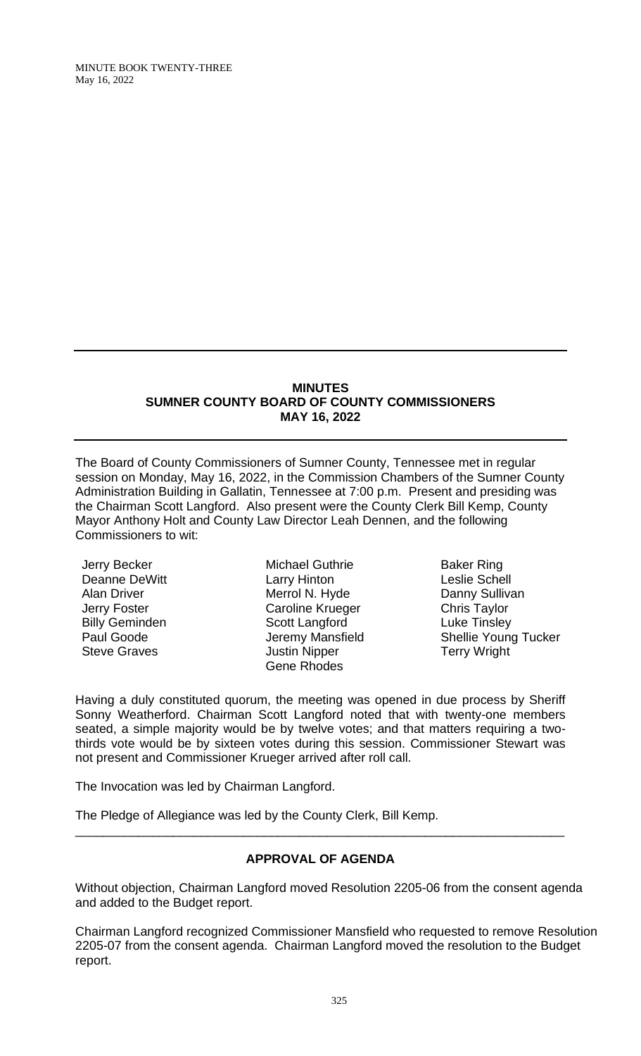# MINUTES
## SUMNER COUNTY BOARD OF COUNTY COMMISSIONERS
## MAY 16, 2022

The Board of County Commissioners of Sumner County, Tennessee met in regular session on Monday, May 16, 2022, in the Commission Chambers of the Sumner County Administration Building in Gallatin, Tennessee at 7:00 p.m. Present and presiding was the Chairman Scott Langford. Also present were the County Clerk Bill Kemp, County Mayor Anthony Holt and County Law Director Leah Dennen, and the following Commissioners to wit:

Jerry Becker
Deanne DeWitt
Alan Driver
Jerry Foster
Billy Geminden
Paul Goode
Steve Graves
Michael Guthrie
Larry Hinton
Merrol N. Hyde
Caroline Krueger
Scott Langford
Jeremy Mansfield
Justin Nipper
Gene Rhodes
Baker Ring
Leslie Schell
Danny Sullivan
Chris Taylor
Luke Tinsley
Shellie Young Tucker
Terry Wright

Having a duly constituted quorum, the meeting was opened in due process by Sheriff Sonny Weatherford. Chairman Scott Langford noted that with twenty-one members seated, a simple majority would be by twelve votes; and that matters requiring a two-thirds vote would be by sixteen votes during this session. Commissioner Stewart was not present and Commissioner Krueger arrived after roll call.

The Invocation was led by Chairman Langford.

The Pledge of Allegiance was led by the County Clerk, Bill Kemp.

---

### APPROVAL OF AGENDA

Without objection, Chairman Langford moved Resolution 2205-06 from the consent agenda and added to the Budget report.

Chairman Langford recognized Commissioner Mansfield who requested to remove Resolution 2205-07 from the consent agenda. Chairman Langford moved the resolution to the Budget report.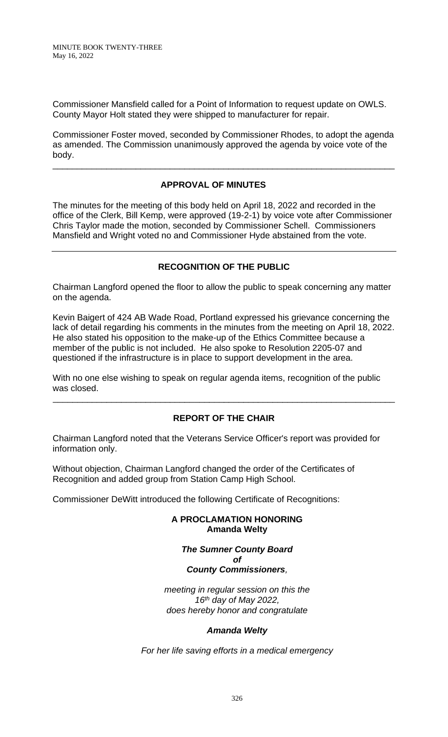Commissioner Mansfield called for a Point of Information to request update on OWLS. County Mayor Holt stated they were shipped to manufacturer for repair.

Commissioner Foster moved, seconded by Commissioner Rhodes, to adopt the agenda as amended. The Commission unanimously approved the agenda by voice vote of the body.

---

## APPROVAL OF MINUTES

The minutes for the meeting of this body held on April 18, 2022 and recorded in the office of the Clerk, Bill Kemp, were approved (19-2-1) by voice vote after Commissioner Chris Taylor made the motion, seconded by Commissioner Schell. Commissioners Mansfield and Wright voted no and Commissioner Hyde abstained from the vote.

---

## RECOGNITION OF THE PUBLIC

Chairman Langford opened the floor to allow the public to speak concerning any matter on the agenda.

Kevin Baigert of 424 AB Wade Road, Portland expressed his grievance concerning the lack of detail regarding his comments in the minutes from the meeting on April 18, 2022. He also stated his opposition to the make-up of the Ethics Committee because a member of the public is not included. He also spoke to Resolution 2205-07 and questioned if the infrastructure is in place to support development in the area.

With no one else wishing to speak on regular agenda items, recognition of the public was closed.

---

## REPORT OF THE CHAIR

Chairman Langford noted that the Veterans Service Officer's report was provided for information only.

Without objection, Chairman Langford changed the order of the Certificates of Recognition and added group from Station Camp High School.

Commissioner DeWitt introduced the following Certificate of Recognitions:

**A PROCLAMATION HONORING**
**Amanda Welty**

***The Sumner County Board***
***of***
***County Commissioners,***

*meeting in regular session on this the*
*16th day of May 2022,*
*does hereby honor and congratulate*

***Amanda Welty***

*For her life saving efforts in a medical emergency*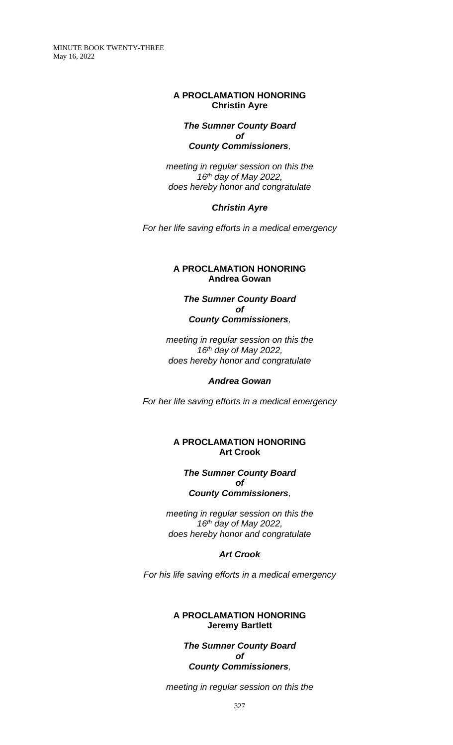**A PROCLAMATION HONORING**
**Christin Ayre**

***The Sumner County Board***
***of***
***County Commissioners,***

*meeting in regular session on this the*
*16th day of May 2022,*
*does hereby honor and congratulate*

***Christin Ayre***

*For her life saving efforts in a medical emergency*

**A PROCLAMATION HONORING**
**Andrea Gowan**

***The Sumner County Board***
***of***
***County Commissioners,***

*meeting in regular session on this the*
*16th day of May 2022,*
*does hereby honor and congratulate*

***Andrea Gowan***

*For her life saving efforts in a medical emergency*

**A PROCLAMATION HONORING**
**Art Crook**

***The Sumner County Board***
***of***
***County Commissioners,***

*meeting in regular session on this the*
*16th day of May 2022,*
*does hereby honor and congratulate*

***Art Crook***

*For his life saving efforts in a medical emergency*

**A PROCLAMATION HONORING**
**Jeremy Bartlett**

***The Sumner County Board***
***of***
***County Commissioners,***

*meeting in regular session on this the*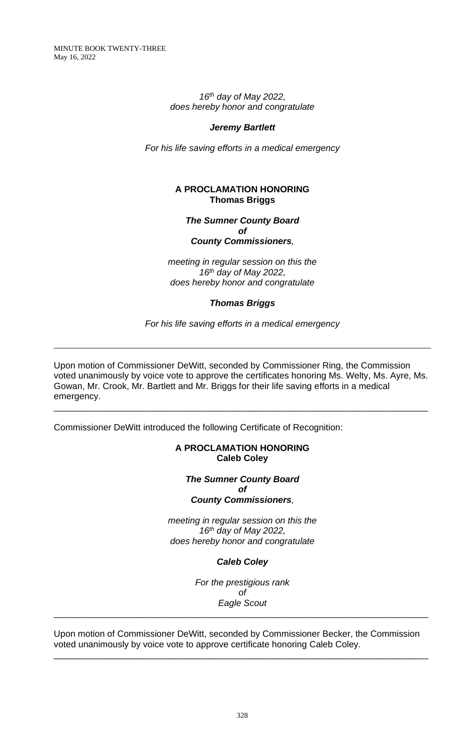*16th day of May 2022,*
*does hereby honor and congratulate*

***Jeremy Bartlett***

*For his life saving efforts in a medical emergency*

**A PROCLAMATION HONORING**
**Thomas Briggs**

***The Sumner County Board***
***of***
***County Commissioners,***

*meeting in regular session on this the*
*16th day of May 2022,*
*does hereby honor and congratulate*

***Thomas Briggs***

*For his life saving efforts in a medical emergency*

---

Upon motion of Commissioner DeWitt, seconded by Commissioner Ring, the Commission voted unanimously by voice vote to approve the certificates honoring Ms. Welty, Ms. Ayre, Ms. Gowan, Mr. Crook, Mr. Bartlett and Mr. Briggs for their life saving efforts in a medical emergency.

---

Commissioner DeWitt introduced the following Certificate of Recognition:

**A PROCLAMATION HONORING**
**Caleb Coley**

***The Sumner County Board***
***of***
***County Commissioners,***

*meeting in regular session on this the*
*16th day of May 2022,*
*does hereby honor and congratulate*

***Caleb Coley***

*For the prestigious rank*
*of*
*Eagle Scout*

---

Upon motion of Commissioner DeWitt, seconded by Commissioner Becker, the Commission voted unanimously by voice vote to approve certificate honoring Caleb Coley.

---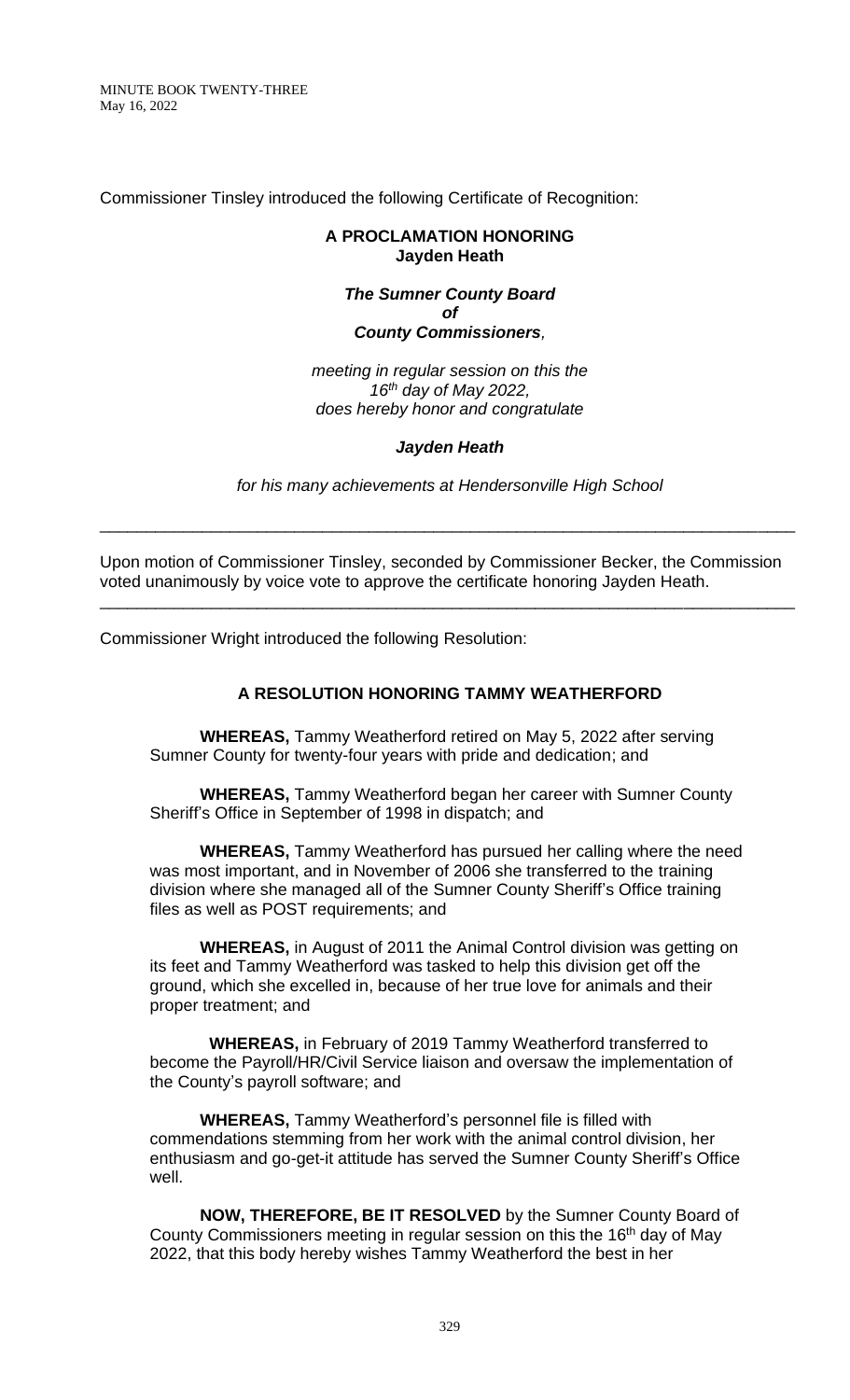Commissioner Tinsley introduced the following Certificate of Recognition:

**A PROCLAMATION HONORING**
**Jayden Heath**

***The Sumner County Board***
***of***
***County Commissioners,***

*meeting in regular session on this the*
*16th day of May 2022,*
*does hereby honor and congratulate*

***Jayden Heath***

*for his many achievements at Hendersonville High School*

---

Upon motion of Commissioner Tinsley, seconded by Commissioner Becker, the Commission voted unanimously by voice vote to approve the certificate honoring Jayden Heath.

---

Commissioner Wright introduced the following Resolution:

**A RESOLUTION HONORING TAMMY WEATHERFORD**

**WHEREAS,** Tammy Weatherford retired on May 5, 2022 after serving Sumner County for twenty-four years with pride and dedication; and

**WHEREAS,** Tammy Weatherford began her career with Sumner County Sheriff's Office in September of 1998 in dispatch; and

**WHEREAS,** Tammy Weatherford has pursued her calling where the need was most important, and in November of 2006 she transferred to the training division where she managed all of the Sumner County Sheriff's Office training files as well as POST requirements; and

**WHEREAS,** in August of 2011 the Animal Control division was getting on its feet and Tammy Weatherford was tasked to help this division get off the ground, which she excelled in, because of her true love for animals and their proper treatment; and

**WHEREAS,** in February of 2019 Tammy Weatherford transferred to become the Payroll/HR/Civil Service liaison and oversaw the implementation of the County's payroll software; and

**WHEREAS,** Tammy Weatherford's personnel file is filled with commendations stemming from her work with the animal control division, her enthusiasm and go-get-it attitude has served the Sumner County Sheriff's Office well.

**NOW, THEREFORE, BE IT RESOLVED** by the Sumner County Board of County Commissioners meeting in regular session on this the 16th day of May 2022, that this body hereby wishes Tammy Weatherford the best in her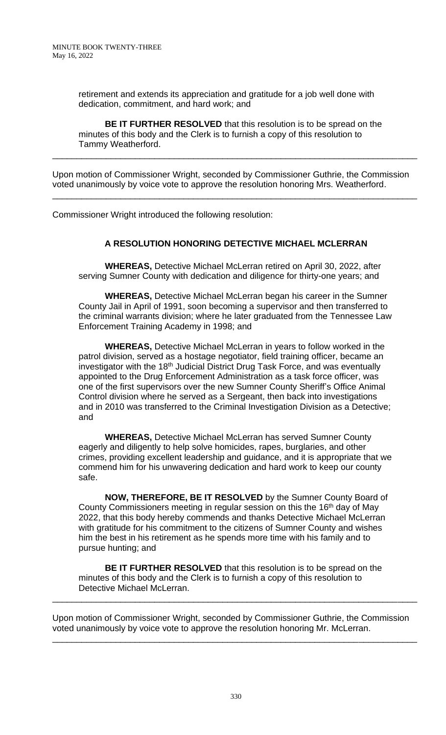retirement and extends its appreciation and gratitude for a job well done with dedication, commitment, and hard work; and

**BE IT FURTHER RESOLVED** that this resolution is to be spread on the minutes of this body and the Clerk is to furnish a copy of this resolution to Tammy Weatherford.

---

Upon motion of Commissioner Wright, seconded by Commissioner Guthrie, the Commission voted unanimously by voice vote to approve the resolution honoring Mrs. Weatherford.

---

Commissioner Wright introduced the following resolution:

### A RESOLUTION HONORING DETECTIVE MICHAEL MCLERRAN

**WHEREAS,** Detective Michael McLerran retired on April 30, 2022, after serving Sumner County with dedication and diligence for thirty-one years; and

**WHEREAS,** Detective Michael McLerran began his career in the Sumner County Jail in April of 1991, soon becoming a supervisor and then transferred to the criminal warrants division; where he later graduated from the Tennessee Law Enforcement Training Academy in 1998; and

**WHEREAS,** Detective Michael McLerran in years to follow worked in the patrol division, served as a hostage negotiator, field training officer, became an investigator with the 18th Judicial District Drug Task Force, and was eventually appointed to the Drug Enforcement Administration as a task force officer, was one of the first supervisors over the new Sumner County Sheriff's Office Animal Control division where he served as a Sergeant, then back into investigations and in 2010 was transferred to the Criminal Investigation Division as a Detective; and

**WHEREAS,** Detective Michael McLerran has served Sumner County eagerly and diligently to help solve homicides, rapes, burglaries, and other crimes, providing excellent leadership and guidance, and it is appropriate that we commend him for his unwavering dedication and hard work to keep our county safe.

**NOW, THEREFORE, BE IT RESOLVED** by the Sumner County Board of County Commissioners meeting in regular session on this the 16th day of May 2022, that this body hereby commends and thanks Detective Michael McLerran with gratitude for his commitment to the citizens of Sumner County and wishes him the best in his retirement as he spends more time with his family and to pursue hunting; and

**BE IT FURTHER RESOLVED** that this resolution is to be spread on the minutes of this body and the Clerk is to furnish a copy of this resolution to Detective Michael McLerran.

---

Upon motion of Commissioner Wright, seconded by Commissioner Guthrie, the Commission voted unanimously by voice vote to approve the resolution honoring Mr. McLerran.

---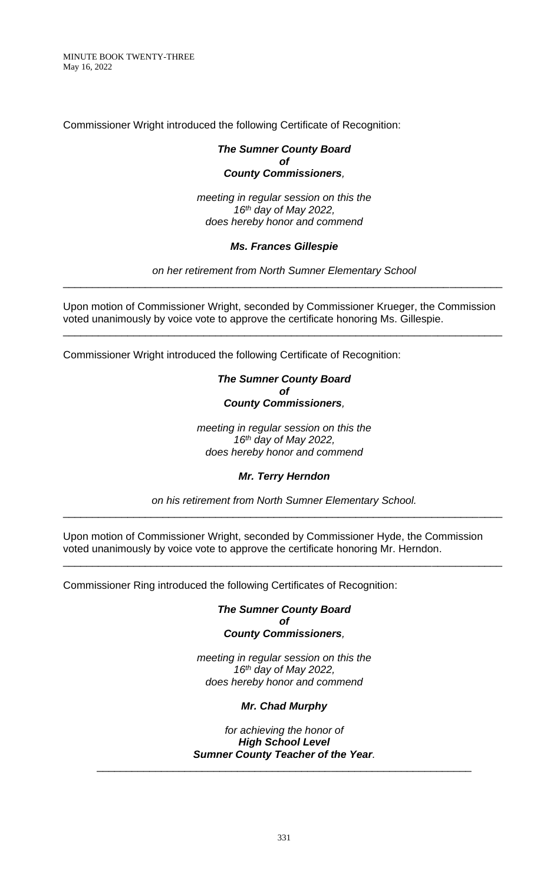Commissioner Wright introduced the following Certificate of Recognition:

***The Sumner County Board***
***of***
***County Commissioners,***

*meeting in regular session on this the*
*16th day of May 2022,*
*does hereby honor and commend*

***Ms. Frances Gillespie***

*on her retirement from North Sumner Elementary School*

---

Upon motion of Commissioner Wright, seconded by Commissioner Krueger, the Commission voted unanimously by voice vote to approve the certificate honoring Ms. Gillespie.

---

Commissioner Wright introduced the following Certificate of Recognition:

***The Sumner County Board***
***of***
***County Commissioners,***

*meeting in regular session on this the*
*16th day of May 2022,*
*does hereby honor and commend*

***Mr. Terry Herndon***

*on his retirement from North Sumner Elementary School.*

---

Upon motion of Commissioner Wright, seconded by Commissioner Hyde, the Commission voted unanimously by voice vote to approve the certificate honoring Mr. Herndon.

---

Commissioner Ring introduced the following Certificates of Recognition:

***The Sumner County Board***
***of***
***County Commissioners,***

*meeting in regular session on this the*
*16th day of May 2022,*
*does hereby honor and commend*

***Mr. Chad Murphy***

*for achieving the honor of*
***High School Level***
***Sumner County Teacher of the Year.***

---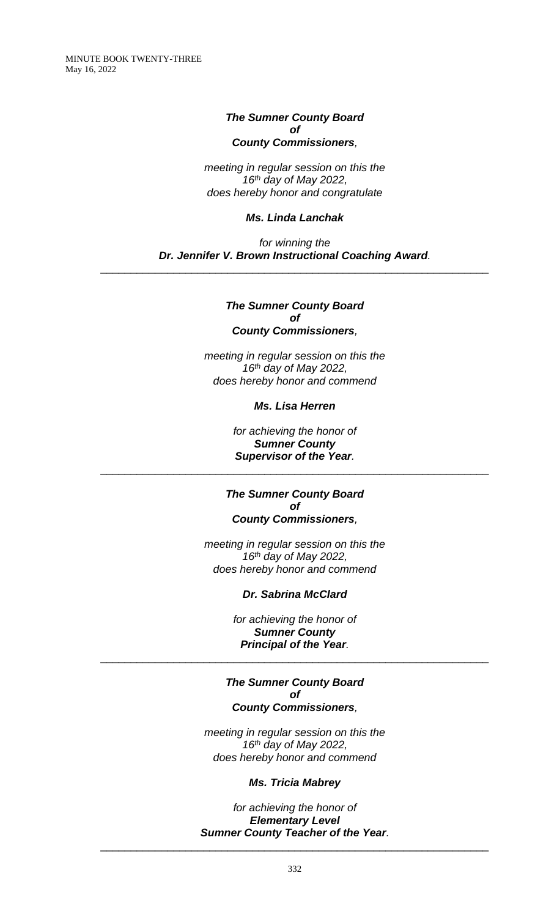***The Sumner County Board***
***of***
***County Commissioners****,*

*meeting in regular session on this the*
*16th day of May 2022,*
*does hereby honor and congratulate*

***Ms. Linda Lanchak***

*for winning the*
***Dr. Jennifer V. Brown Instructional Coaching Award****.*

---

***The Sumner County Board***
***of***
***County Commissioners****,*

*meeting in regular session on this the*
*16th day of May 2022,*
*does hereby honor and commend*

***Ms. Lisa Herren***

*for achieving the honor of*
***Sumner County***
***Supervisor of the Year****.*

---

***The Sumner County Board***
***of***
***County Commissioners****,*

*meeting in regular session on this the*
*16th day of May 2022,*
*does hereby honor and commend*

***Dr. Sabrina McClard***

*for achieving the honor of*
***Sumner County***
***Principal of the Year****.*

---

***The Sumner County Board***
***of***
***County Commissioners****,*

*meeting in regular session on this the*
*16th day of May 2022,*
*does hereby honor and commend*

***Ms. Tricia Mabrey***

*for achieving the honor of*
***Elementary Level***
***Sumner County Teacher of the Year****.*

---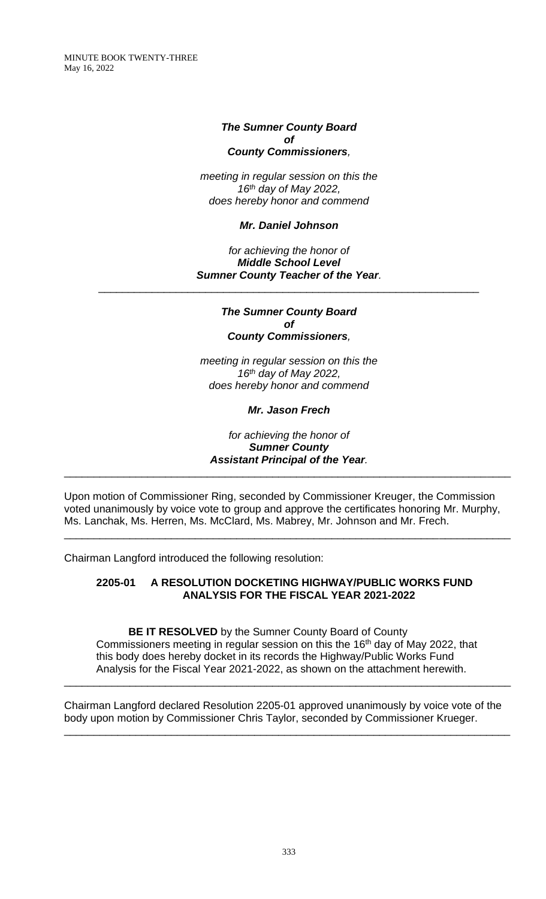***The Sumner County Board***
***of***
***County Commissioners,***

*meeting in regular session on this the*
*16th day of May 2022,*
*does hereby honor and commend*

***Mr. Daniel Johnson***

*for achieving the honor of*
***Middle School Level***
***Sumner County Teacher of the Year.***

---

***The Sumner County Board***
***of***
***County Commissioners,***

*meeting in regular session on this the*
*16th day of May 2022,*
*does hereby honor and commend*

***Mr. Jason Frech***

*for achieving the honor of*
***Sumner County***
***Assistant Principal of the Year.***

---

Upon motion of Commissioner Ring, seconded by Commissioner Kreuger, the Commission voted unanimously by voice vote to group and approve the certificates honoring Mr. Murphy, Ms. Lanchak, Ms. Herren, Ms. McClard, Ms. Mabrey, Mr. Johnson and Mr. Frech.

---

Chairman Langford introduced the following resolution:

**2205-01 A RESOLUTION DOCKETING HIGHWAY/PUBLIC WORKS FUND ANALYSIS FOR THE FISCAL YEAR 2021-2022**

**BE IT RESOLVED** by the Sumner County Board of County Commissioners meeting in regular session on this the 16th day of May 2022, that this body does hereby docket in its records the Highway/Public Works Fund Analysis for the Fiscal Year 2021-2022, as shown on the attachment herewith.

---

Chairman Langford declared Resolution 2205-01 approved unanimously by voice vote of the body upon motion by Commissioner Chris Taylor, seconded by Commissioner Krueger.

---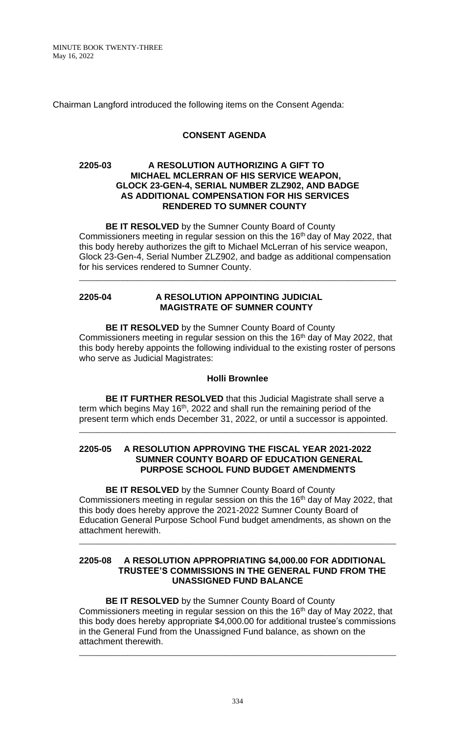Chairman Langford introduced the following items on the Consent Agenda:

## CONSENT AGENDA

### 2205-03 A RESOLUTION AUTHORIZING A GIFT TO MICHAEL MCLERRAN OF HIS SERVICE WEAPON, GLOCK 23-GEN-4, SERIAL NUMBER ZLZ902, AND BADGE AS ADDITIONAL COMPENSATION FOR HIS SERVICES RENDERED TO SUMNER COUNTY

**BE IT RESOLVED** by the Sumner County Board of County Commissioners meeting in regular session on this the 16th day of May 2022, that this body hereby authorizes the gift to Michael McLerran of his service weapon, Glock 23-Gen-4, Serial Number ZLZ902, and badge as additional compensation for his services rendered to Sumner County.

---

### 2205-04 A RESOLUTION APPOINTING JUDICIAL MAGISTRATE OF SUMNER COUNTY

**BE IT RESOLVED** by the Sumner County Board of County Commissioners meeting in regular session on this the 16th day of May 2022, that this body hereby appoints the following individual to the existing roster of persons who serve as Judicial Magistrates:

**Holli Brownlee**

**BE IT FURTHER RESOLVED** that this Judicial Magistrate shall serve a term which begins May 16th, 2022 and shall run the remaining period of the present term which ends December 31, 2022, or until a successor is appointed.

---

### 2205-05 A RESOLUTION APPROVING THE FISCAL YEAR 2021-2022 SUMNER COUNTY BOARD OF EDUCATION GENERAL PURPOSE SCHOOL FUND BUDGET AMENDMENTS

**BE IT RESOLVED** by the Sumner County Board of County Commissioners meeting in regular session on this the 16th day of May 2022, that this body does hereby approve the 2021-2022 Sumner County Board of Education General Purpose School Fund budget amendments, as shown on the attachment herewith.

---

### 2205-08 A RESOLUTION APPROPRIATING $4,000.00 FOR ADDITIONAL TRUSTEE'S COMMISSIONS IN THE GENERAL FUND FROM THE UNASSIGNED FUND BALANCE

**BE IT RESOLVED** by the Sumner County Board of County Commissioners meeting in regular session on this the 16th day of May 2022, that this body does hereby appropriate $4,000.00 for additional trustee's commissions in the General Fund from the Unassigned Fund balance, as shown on the attachment therewith.

---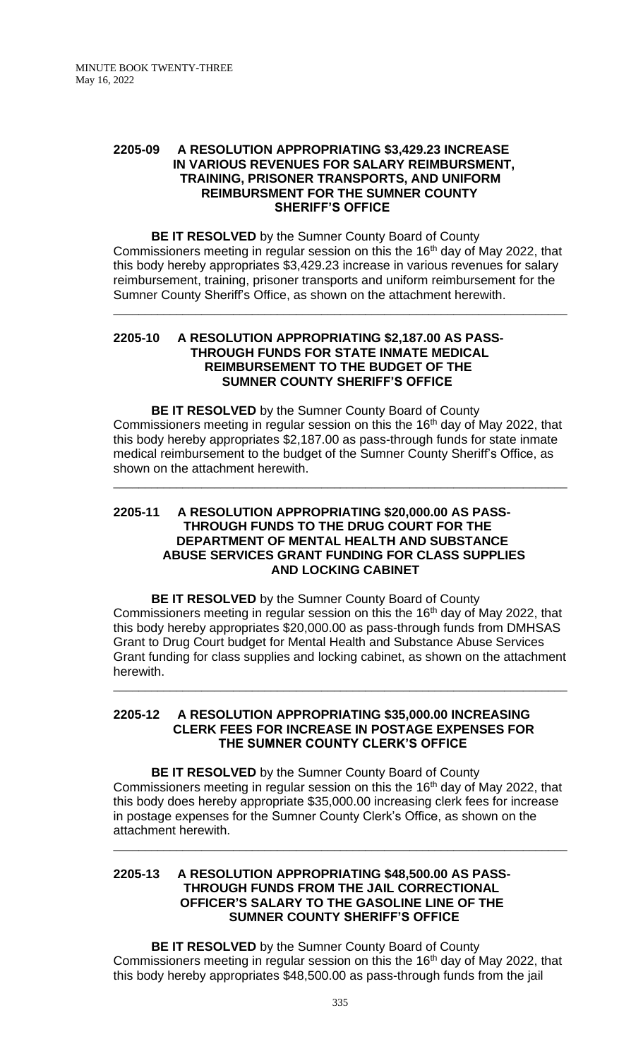**2205-09 A RESOLUTION APPROPRIATING $3,429.23 INCREASE IN VARIOUS REVENUES FOR SALARY REIMBURSMENT, TRAINING, PRISONER TRANSPORTS, AND UNIFORM REIMBURSMENT FOR THE SUMNER COUNTY SHERIFF'S OFFICE**

**BE IT RESOLVED** by the Sumner County Board of County Commissioners meeting in regular session on this the 16th day of May 2022, that this body hereby appropriates $3,429.23 increase in various revenues for salary reimbursement, training, prisoner transports and uniform reimbursement for the Sumner County Sheriff's Office, as shown on the attachment herewith.

---

**2205-10 A RESOLUTION APPROPRIATING $2,187.00 AS PASS-THROUGH FUNDS FOR STATE INMATE MEDICAL REIMBURSEMENT TO THE BUDGET OF THE SUMNER COUNTY SHERIFF'S OFFICE**

**BE IT RESOLVED** by the Sumner County Board of County Commissioners meeting in regular session on this the 16th day of May 2022, that this body hereby appropriates $2,187.00 as pass-through funds for state inmate medical reimbursement to the budget of the Sumner County Sheriff's Office, as shown on the attachment herewith.

---

**2205-11 A RESOLUTION APPROPRIATING $20,000.00 AS PASS-THROUGH FUNDS TO THE DRUG COURT FOR THE DEPARTMENT OF MENTAL HEALTH AND SUBSTANCE ABUSE SERVICES GRANT FUNDING FOR CLASS SUPPLIES AND LOCKING CABINET**

**BE IT RESOLVED** by the Sumner County Board of County Commissioners meeting in regular session on this the 16th day of May 2022, that this body hereby appropriates $20,000.00 as pass-through funds from DMHSAS Grant to Drug Court budget for Mental Health and Substance Abuse Services Grant funding for class supplies and locking cabinet, as shown on the attachment herewith.

---

**2205-12 A RESOLUTION APPROPRIATING $35,000.00 INCREASING CLERK FEES FOR INCREASE IN POSTAGE EXPENSES FOR THE SUMNER COUNTY CLERK'S OFFICE**

**BE IT RESOLVED** by the Sumner County Board of County Commissioners meeting in regular session on this the 16th day of May 2022, that this body does hereby appropriate $35,000.00 increasing clerk fees for increase in postage expenses for the Sumner County Clerk's Office, as shown on the attachment herewith.

---

**2205-13 A RESOLUTION APPROPRIATING $48,500.00 AS PASS-THROUGH FUNDS FROM THE JAIL CORRECTIONAL OFFICER'S SALARY TO THE GASOLINE LINE OF THE SUMNER COUNTY SHERIFF'S OFFICE**

**BE IT RESOLVED** by the Sumner County Board of County Commissioners meeting in regular session on this the 16th day of May 2022, that this body hereby appropriates $48,500.00 as pass-through funds from the jail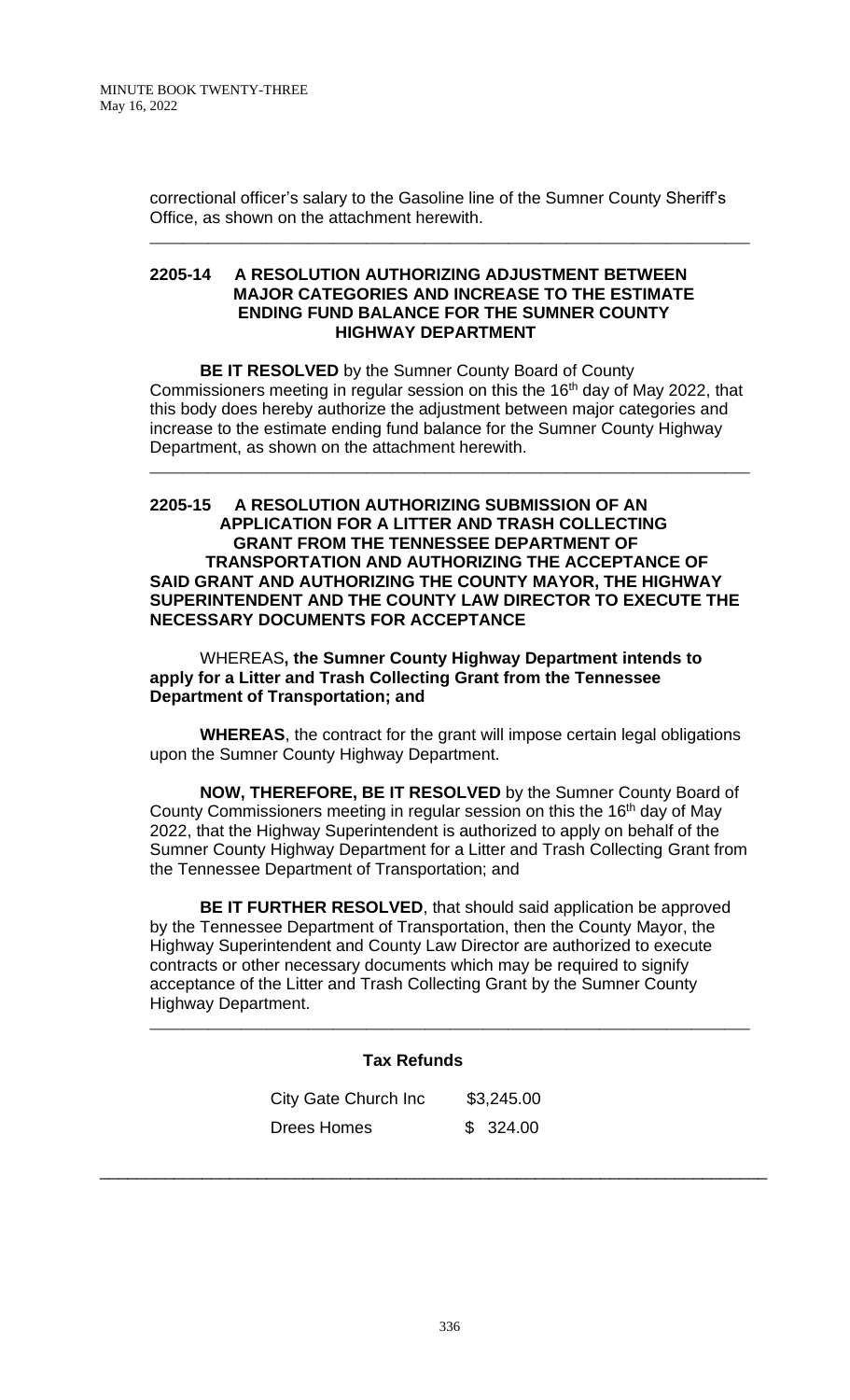correctional officer's salary to the Gasoline line of the Sumner County Sheriff's Office, as shown on the attachment herewith.

---

**2205-14 A RESOLUTION AUTHORIZING ADJUSTMENT BETWEEN MAJOR CATEGORIES AND INCREASE TO THE ESTIMATE ENDING FUND BALANCE FOR THE SUMNER COUNTY HIGHWAY DEPARTMENT**

**BE IT RESOLVED** by the Sumner County Board of County Commissioners meeting in regular session on this the 16th day of May 2022, that this body does hereby authorize the adjustment between major categories and increase to the estimate ending fund balance for the Sumner County Highway Department, as shown on the attachment herewith.

---

**2205-15 A RESOLUTION AUTHORIZING SUBMISSION OF AN APPLICATION FOR A LITTER AND TRASH COLLECTING GRANT FROM THE TENNESSEE DEPARTMENT OF TRANSPORTATION AND AUTHORIZING THE ACCEPTANCE OF SAID GRANT AND AUTHORIZING THE COUNTY MAYOR, THE HIGHWAY SUPERINTENDENT AND THE COUNTY LAW DIRECTOR TO EXECUTE THE NECESSARY DOCUMENTS FOR ACCEPTANCE**

WHEREAS**, the Sumner County Highway Department intends to apply for a Litter and Trash Collecting Grant from the Tennessee Department of Transportation; and**

**WHEREAS**, the contract for the grant will impose certain legal obligations upon the Sumner County Highway Department.

**NOW, THEREFORE, BE IT RESOLVED** by the Sumner County Board of County Commissioners meeting in regular session on this the 16th day of May 2022, that the Highway Superintendent is authorized to apply on behalf of the Sumner County Highway Department for a Litter and Trash Collecting Grant from the Tennessee Department of Transportation; and

**BE IT FURTHER RESOLVED**, that should said application be approved by the Tennessee Department of Transportation, then the County Mayor, the Highway Superintendent and County Law Director are authorized to execute contracts or other necessary documents which may be required to signify acceptance of the Litter and Trash Collecting Grant by the Sumner County Highway Department.

---

**Tax Refunds**

| | |
|---|---|
| City Gate Church Inc | $3,245.00 |
| Drees Homes | $ 324.00 |

---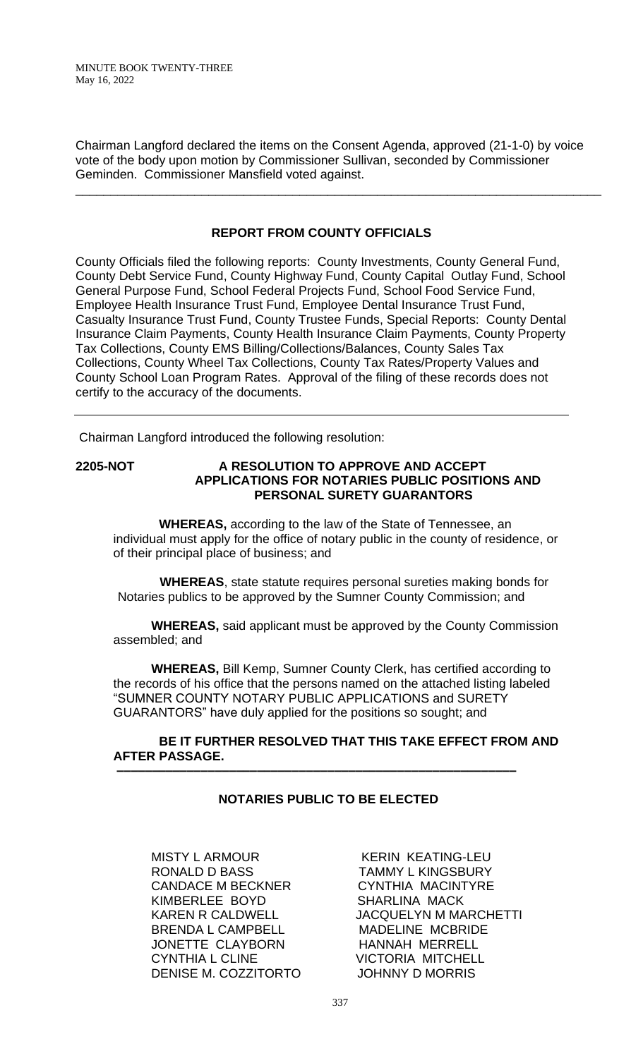Chairman Langford declared the items on the Consent Agenda, approved (21-1-0) by voice vote of the body upon motion by Commissioner Sullivan, seconded by Commissioner Geminden. Commissioner Mansfield voted against.

---

## REPORT FROM COUNTY OFFICIALS

County Officials filed the following reports: County Investments, County General Fund, County Debt Service Fund, County Highway Fund, County Capital Outlay Fund, School General Purpose Fund, School Federal Projects Fund, School Food Service Fund, Employee Health Insurance Trust Fund, Employee Dental Insurance Trust Fund, Casualty Insurance Trust Fund, County Trustee Funds, Special Reports: County Dental Insurance Claim Payments, County Health Insurance Claim Payments, County Property Tax Collections, County EMS Billing/Collections/Balances, County Sales Tax Collections, County Wheel Tax Collections, County Tax Rates/Property Values and County School Loan Program Rates. Approval of the filing of these records does not certify to the accuracy of the documents.

---

Chairman Langford introduced the following resolution:

**2205-NOT A RESOLUTION TO APPROVE AND ACCEPT APPLICATIONS FOR NOTARIES PUBLIC POSITIONS AND PERSONAL SURETY GUARANTORS**

**WHEREAS,** according to the law of the State of Tennessee, an individual must apply for the office of notary public in the county of residence, or of their principal place of business; and

**WHEREAS**, state statute requires personal sureties making bonds for Notaries publics to be approved by the Sumner County Commission; and

**WHEREAS,** said applicant must be approved by the County Commission assembled; and

**WHEREAS,** Bill Kemp, Sumner County Clerk, has certified according to the records of his office that the persons named on the attached listing labeled "SUMNER COUNTY NOTARY PUBLIC APPLICATIONS and SURETY GUARANTORS" have duly applied for the positions so sought; and

**BE IT FURTHER RESOLVED THAT THIS TAKE EFFECT FROM AND AFTER PASSAGE.**

---

### NOTARIES PUBLIC TO BE ELECTED

MISTY L ARMOUR
RONALD D BASS
CANDACE M BECKNER
KIMBERLEE BOYD
KAREN R CALDWELL
BRENDA L CAMPBELL
JONETTE CLAYBORN
CYNTHIA L CLINE
DENISE M. COZZITORTO
KERIN KEATING-LEU
TAMMY L KINGSBURY
CYNTHIA MACINTYRE
SHARLINA MACK
JACQUELYN M MARCHETTI
MADELINE MCBRIDE
HANNAH MERRELL
VICTORIA MITCHELL
JOHNNY D MORRIS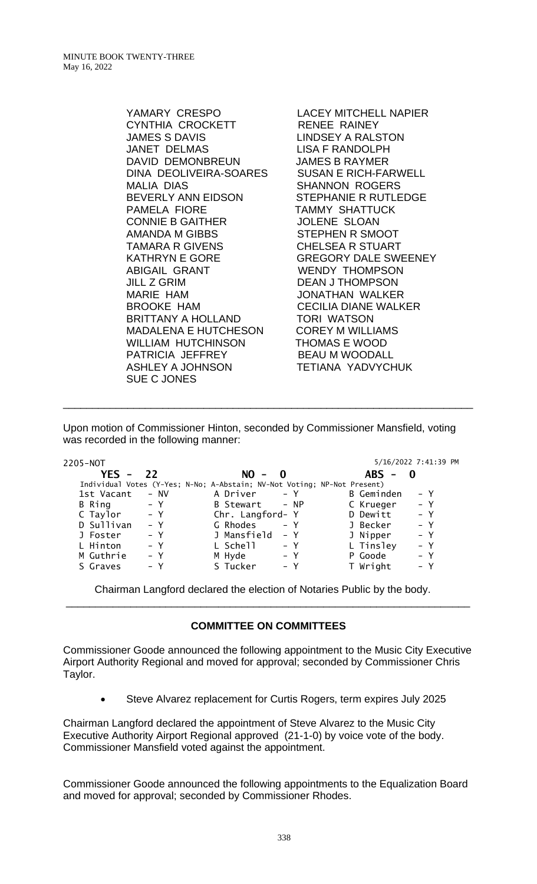| | |
|---|---|
| YAMARY CRESPO | LACEY MITCHELL NAPIER |
| CYNTHIA CROCKETT | RENEE RAINEY |
| JAMES S DAVIS | LINDSEY A RALSTON |
| JANET DELMAS | LISA F RANDOLPH |
| DAVID DEMONBREUN | JAMES B RAYMER |
| DINA DEOLIVEIRA-SOARES | SUSAN E RICH-FARWELL |
| MALIA DIAS | SHANNON ROGERS |
| BEVERLY ANN EIDSON | STEPHANIE R RUTLEDGE |
| PAMELA FIORE | TAMMY SHATTUCK |
| CONNIE B GAITHER | JOLENE SLOAN |
| AMANDA M GIBBS | STEPHEN R SMOOT |
| TAMARA R GIVENS | CHELSEA R STUART |
| KATHRYN E GORE | GREGORY DALE SWEENEY |
| ABIGAIL GRANT | WENDY THOMPSON |
| JILL Z GRIM | DEAN J THOMPSON |
| MARIE HAM | JONATHAN WALKER |
| BROOKE HAM | CECILIA DIANE WALKER |
| BRITTANY A HOLLAND | TORI WATSON |
| MADALENA E HUTCHESON | COREY M WILLIAMS |
| WILLIAM HUTCHINSON | THOMAS E WOOD |
| PATRICIA JEFFREY | BEAU M WOODALL |
| ASHLEY A JOHNSON | TETIANA YADVYCHUK |
| SUE C JONES | |

---

Upon motion of Commissioner Hinton, seconded by Commissioner Mansfield, voting was recorded in the following manner:

2205-NOT — 5/16/2022 7:41:39 PM

**YES - 22** **NO - 0** **ABS - 0**

Individual Votes (Y-Yes; N-No; A-Abstain; NV-Not Voting; NP-Not Present)

| | | | | | |
|---|---|---|---|---|---|
| 1st Vacant | - NV | A Driver | - Y | B Geminden | - Y |
| B Ring | - Y | B Stewart | - NP | C Krueger | - Y |
| C Taylor | - Y | Chr. Langford | - Y | D Dewitt | - Y |
| D Sullivan | - Y | G Rhodes | - Y | J Becker | - Y |
| J Foster | - Y | J Mansfield | - Y | J Nipper | - Y |
| L Hinton | - Y | L Schell | - Y | L Tinsley | - Y |
| M Guthrie | - Y | M Hyde | - Y | P Goode | - Y |
| S Graves | - Y | S Tucker | - Y | T Wright | - Y |

Chairman Langford declared the election of Notaries Public by the body.

---

**COMMITTEE ON COMMITTEES**

Commissioner Goode announced the following appointment to the Music City Executive Airport Authority Regional and moved for approval; seconded by Commissioner Chris Taylor.

- Steve Alvarez replacement for Curtis Rogers, term expires July 2025

Chairman Langford declared the appointment of Steve Alvarez to the Music City Executive Authority Airport Regional approved (21-1-0) by voice vote of the body. Commissioner Mansfield voted against the appointment.

Commissioner Goode announced the following appointments to the Equalization Board and moved for approval; seconded by Commissioner Rhodes.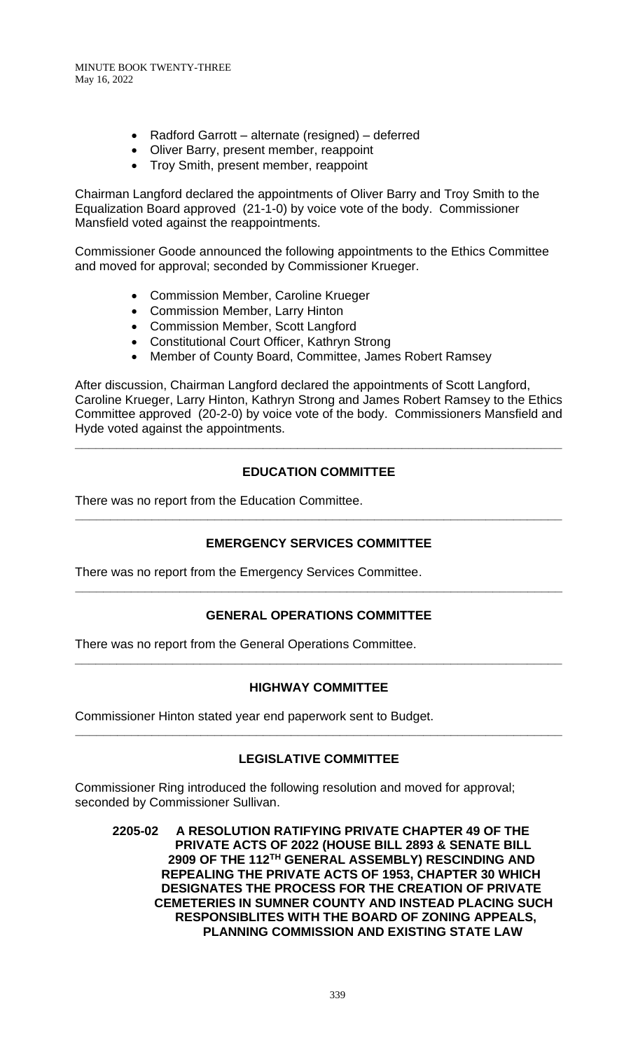- Radford Garrott – alternate (resigned) – deferred
- Oliver Barry, present member, reappoint
- Troy Smith, present member, reappoint

Chairman Langford declared the appointments of Oliver Barry and Troy Smith to the Equalization Board approved (21-1-0) by voice vote of the body. Commissioner Mansfield voted against the reappointments.

Commissioner Goode announced the following appointments to the Ethics Committee and moved for approval; seconded by Commissioner Krueger.

- Commission Member, Caroline Krueger
- Commission Member, Larry Hinton
- Commission Member, Scott Langford
- Constitutional Court Officer, Kathryn Strong
- Member of County Board, Committee, James Robert Ramsey

After discussion, Chairman Langford declared the appointments of Scott Langford, Caroline Krueger, Larry Hinton, Kathryn Strong and James Robert Ramsey to the Ethics Committee approved (20-2-0) by voice vote of the body. Commissioners Mansfield and Hyde voted against the appointments.

---

## EDUCATION COMMITTEE

There was no report from the Education Committee.

---

## EMERGENCY SERVICES COMMITTEE

There was no report from the Emergency Services Committee.

---

## GENERAL OPERATIONS COMMITTEE

There was no report from the General Operations Committee.

---

## HIGHWAY COMMITTEE

Commissioner Hinton stated year end paperwork sent to Budget.

---

## LEGISLATIVE COMMITTEE

Commissioner Ring introduced the following resolution and moved for approval; seconded by Commissioner Sullivan.

**2205-02 A RESOLUTION RATIFYING PRIVATE CHAPTER 49 OF THE PRIVATE ACTS OF 2022 (HOUSE BILL 2893 & SENATE BILL 2909 OF THE 112TH GENERAL ASSEMBLY) RESCINDING AND REPEALING THE PRIVATE ACTS OF 1953, CHAPTER 30 WHICH DESIGNATES THE PROCESS FOR THE CREATION OF PRIVATE CEMETERIES IN SUMNER COUNTY AND INSTEAD PLACING SUCH RESPONSIBLITES WITH THE BOARD OF ZONING APPEALS, PLANNING COMMISSION AND EXISTING STATE LAW**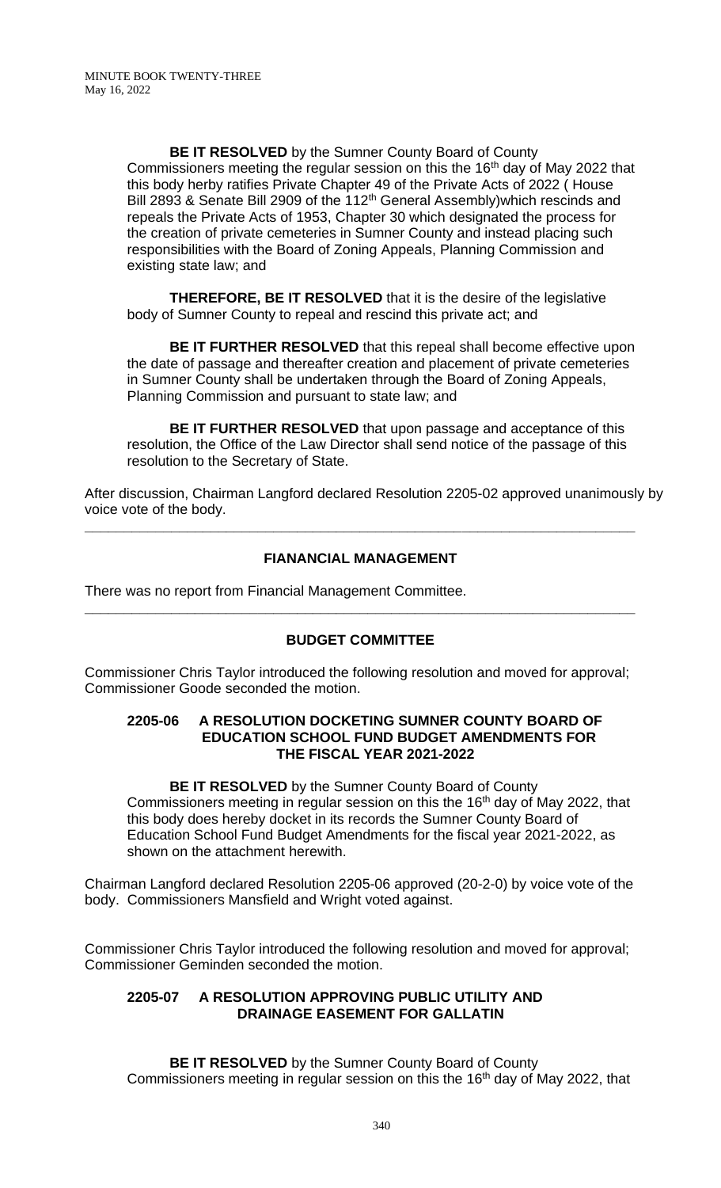**BE IT RESOLVED** by the Sumner County Board of County Commissioners meeting the regular session on this the 16th day of May 2022 that this body herby ratifies Private Chapter 49 of the Private Acts of 2022 ( House Bill 2893 & Senate Bill 2909 of the 112th General Assembly)which rescinds and repeals the Private Acts of 1953, Chapter 30 which designated the process for the creation of private cemeteries in Sumner County and instead placing such responsibilities with the Board of Zoning Appeals, Planning Commission and existing state law; and

**THEREFORE, BE IT RESOLVED** that it is the desire of the legislative body of Sumner County to repeal and rescind this private act; and

**BE IT FURTHER RESOLVED** that this repeal shall become effective upon the date of passage and thereafter creation and placement of private cemeteries in Sumner County shall be undertaken through the Board of Zoning Appeals, Planning Commission and pursuant to state law; and

**BE IT FURTHER RESOLVED** that upon passage and acceptance of this resolution, the Office of the Law Director shall send notice of the passage of this resolution to the Secretary of State.

After discussion, Chairman Langford declared Resolution 2205-02 approved unanimously by voice vote of the body.

---

## FIANANCIAL MANAGEMENT

There was no report from Financial Management Committee.

---

## BUDGET COMMITTEE

Commissioner Chris Taylor introduced the following resolution and moved for approval; Commissioner Goode seconded the motion.

### 2205-06 A RESOLUTION DOCKETING SUMNER COUNTY BOARD OF EDUCATION SCHOOL FUND BUDGET AMENDMENTS FOR THE FISCAL YEAR 2021-2022

**BE IT RESOLVED** by the Sumner County Board of County Commissioners meeting in regular session on this the 16th day of May 2022, that this body does hereby docket in its records the Sumner County Board of Education School Fund Budget Amendments for the fiscal year 2021-2022, as shown on the attachment herewith.

Chairman Langford declared Resolution 2205-06 approved (20-2-0) by voice vote of the body. Commissioners Mansfield and Wright voted against.

Commissioner Chris Taylor introduced the following resolution and moved for approval; Commissioner Geminden seconded the motion.

### 2205-07 A RESOLUTION APPROVING PUBLIC UTILITY AND DRAINAGE EASEMENT FOR GALLATIN

**BE IT RESOLVED** by the Sumner County Board of County Commissioners meeting in regular session on this the 16th day of May 2022, that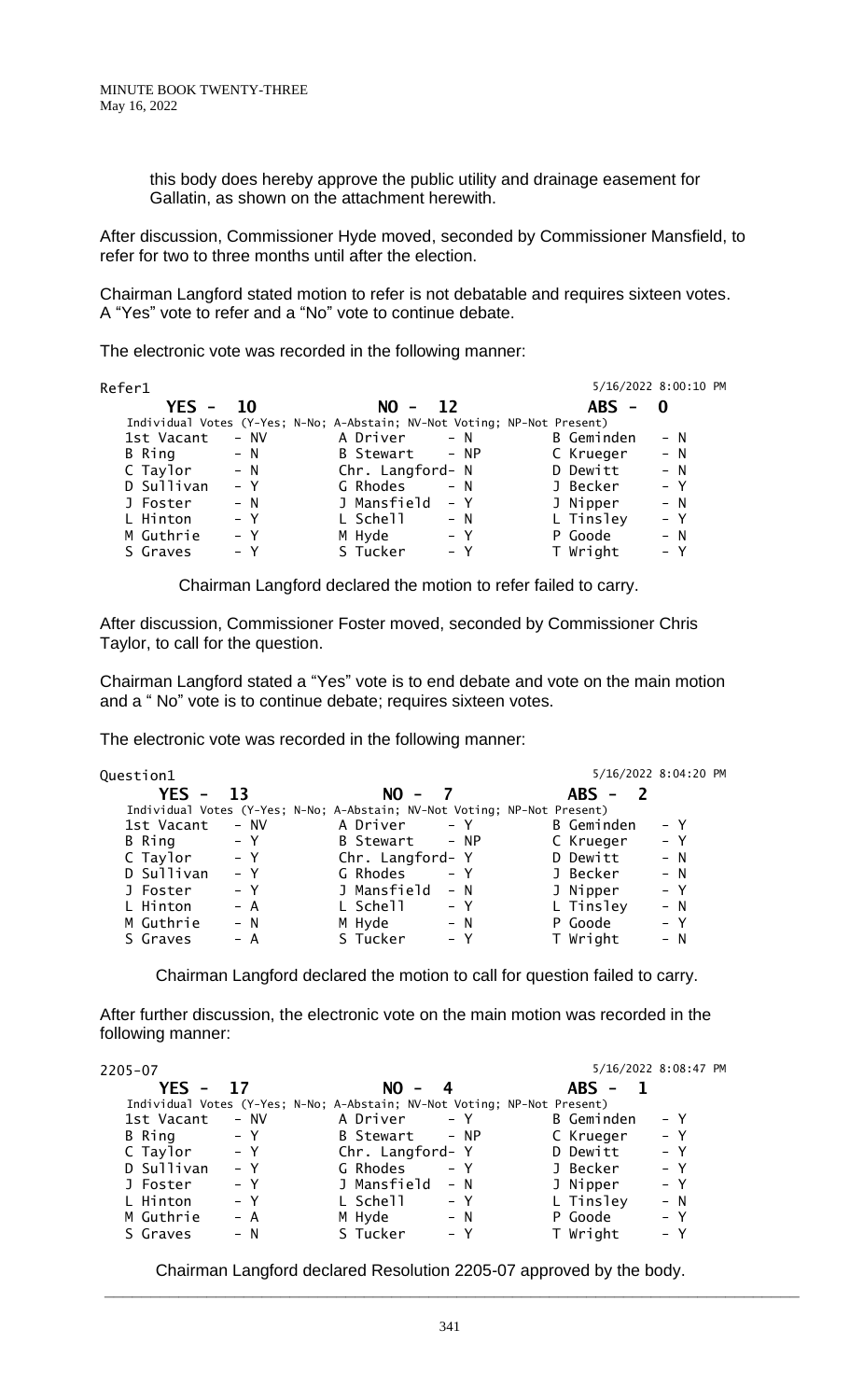this body does hereby approve the public utility and drainage easement for Gallatin, as shown on the attachment herewith.

After discussion, Commissioner Hyde moved, seconded by Commissioner Mansfield, to refer for two to three months until after the election.

Chairman Langford stated motion to refer is not debatable and requires sixteen votes. A "Yes" vote to refer and a "No" vote to continue debate.

The electronic vote was recorded in the following manner:

Refer1 — 5/16/2022 8:00:10 PM

**YES - 10 | NO - 12 | ABS - 0**

Individual Votes (Y-Yes; N-No; A-Abstain; NV-Not Voting; NP-Not Present)

| | | | | | |
|---|---|---|---|---|---|
| 1st Vacant | - NV | A Driver | - N | B Geminden | - N |
| B Ring | - N | B Stewart | - NP | C Krueger | - N |
| C Taylor | - N | Chr. Langford | - N | D Dewitt | - N |
| D Sullivan | - Y | G Rhodes | - N | J Becker | - Y |
| J Foster | - N | J Mansfield | - Y | J Nipper | - N |
| L Hinton | - Y | L Schell | - N | L Tinsley | - Y |
| M Guthrie | - Y | M Hyde | - Y | P Goode | - N |
| S Graves | - Y | S Tucker | - Y | T Wright | - Y |

Chairman Langford declared the motion to refer failed to carry.

After discussion, Commissioner Foster moved, seconded by Commissioner Chris Taylor, to call for the question.

Chairman Langford stated a "Yes" vote is to end debate and vote on the main motion and a " No" vote is to continue debate; requires sixteen votes.

The electronic vote was recorded in the following manner:

Question1 — 5/16/2022 8:04:20 PM

**YES - 13 | NO - 7 | ABS - 2**

Individual Votes (Y-Yes; N-No; A-Abstain; NV-Not Voting; NP-Not Present)

| | | | | | |
|---|---|---|---|---|---|
| 1st Vacant | - NV | A Driver | - Y | B Geminden | - Y |
| B Ring | - Y | B Stewart | - NP | C Krueger | - Y |
| C Taylor | - Y | Chr. Langford | - Y | D Dewitt | - N |
| D Sullivan | - Y | G Rhodes | - Y | J Becker | - N |
| J Foster | - Y | J Mansfield | - N | J Nipper | - Y |
| L Hinton | - A | L Schell | - Y | L Tinsley | - N |
| M Guthrie | - N | M Hyde | - N | P Goode | - Y |
| S Graves | - A | S Tucker | - Y | T Wright | - N |

Chairman Langford declared the motion to call for question failed to carry.

After further discussion, the electronic vote on the main motion was recorded in the following manner:

2205-07 — 5/16/2022 8:08:47 PM

**YES - 17 | NO - 4 | ABS - 1**

Individual Votes (Y-Yes; N-No; A-Abstain; NV-Not Voting; NP-Not Present)

| | | | | | |
|---|---|---|---|---|---|
| 1st Vacant | - NV | A Driver | - Y | B Geminden | - Y |
| B Ring | - Y | B Stewart | - NP | C Krueger | - Y |
| C Taylor | - Y | Chr. Langford | - Y | D Dewitt | - Y |
| D Sullivan | - Y | G Rhodes | - Y | J Becker | - Y |
| J Foster | - Y | J Mansfield | - N | J Nipper | - Y |
| L Hinton | - Y | L Schell | - Y | L Tinsley | - N |
| M Guthrie | - A | M Hyde | - N | P Goode | - Y |
| S Graves | - N | S Tucker | - Y | T Wright | - Y |

Chairman Langford declared Resolution 2205-07 approved by the body.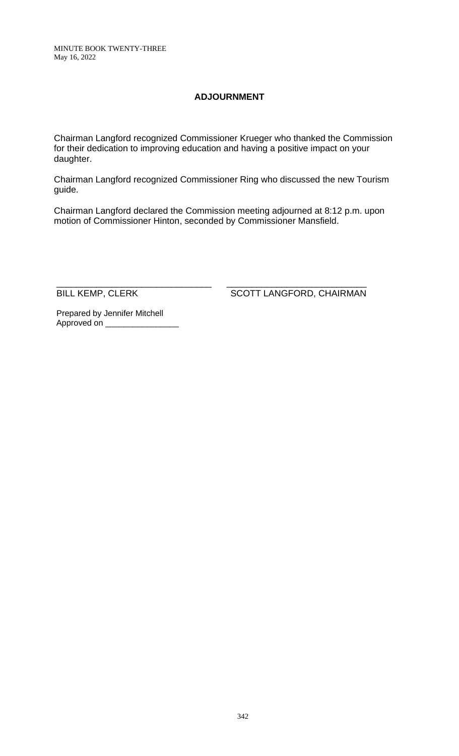## ADJOURNMENT

Chairman Langford recognized Commissioner Krueger who thanked the Commission for their dedication to improving education and having a positive impact on your daughter.

Chairman Langford recognized Commissioner Ring who discussed the new Tourism guide.

Chairman Langford declared the Commission meeting adjourned at 8:12 p.m. upon motion of Commissioner Hinton, seconded by Commissioner Mansfield.

_______________________________ _____________________________

BILL KEMP, CLERK SCOTT LANGFORD, CHAIRMAN

Prepared by Jennifer Mitchell
Approved on ________________